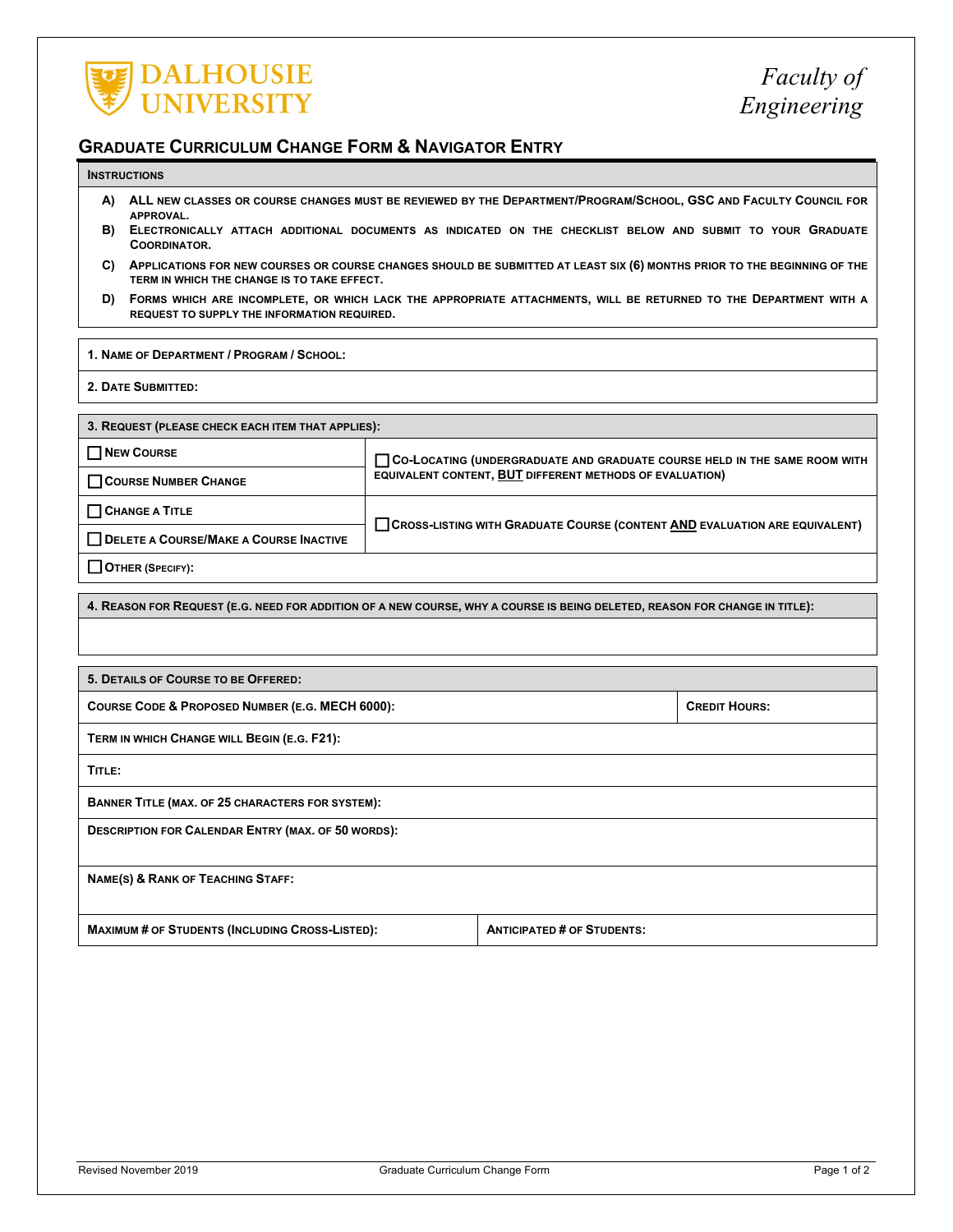**DALHOUSIE UNIVERSITY**

*Faculty of Engineering*

# Graduate Curriculum Change Form & Navigator Entry

**Instructions**

- **A)** ALL NEW CLASSES OR COURSE CHANGES MUST BE REVIEWED BY THE DEPARTMENT/PROGRAM/SCHOOL, GSC AND FACULTY COUNCIL FOR APPROVAL.
- **B)** ELECTRONICALLY ATTACH ADDITIONAL DOCUMENTS AS INDICATED ON THE CHECKLIST BELOW AND SUBMIT TO YOUR GRADUATE COORDINATOR.
- **C)** APPLICATIONS FOR NEW COURSES OR COURSE CHANGES SHOULD BE SUBMITTED AT LEAST SIX (6) MONTHS PRIOR TO THE BEGINNING OF THE TERM IN WHICH THE CHANGE IS TO TAKE EFFECT.
- **D)** FORMS WHICH ARE INCOMPLETE, OR WHICH LACK THE APPROPRIATE ATTACHMENTS, WILL BE RETURNED TO THE DEPARTMENT WITH A REQUEST TO SUPPLY THE INFORMATION REQUIRED.

**1. Name of Department / Program / School:**

**2. Date Submitted:**

| 3. Request (please check each item that applies): | |
|---|---|
| ☐ New Course | ☐ Co-Locating (undergraduate and graduate course held in the same room with equivalent content, **BUT** different methods of evaluation) |
| ☐ Course Number Change | |
| ☐ Change a Title | ☐ Cross-Listing with Graduate Course (content **AND** evaluation are equivalent) |
| ☐ Delete a Course/Make a Course Inactive | |
| ☐ Other (Specify): | |

**4. Reason for Request (e.g. need for addition of a new course, why a course is being deleted, reason for change in title):**

| 5. Details of Course to be Offered: | |
|---|---|
| Course Code & Proposed Number (e.g. MECH 6000): | Credit Hours: |
| Term in which Change will Begin (e.g. F21): | |
| Title: | |
| Banner Title (max. of 25 characters for system): | |
| Description for Calendar Entry (max. of 50 words): | |
| Name(s) & Rank of Teaching Staff: | |
| Maximum # of Students (Including Cross-Listed): | Anticipated # of Students: |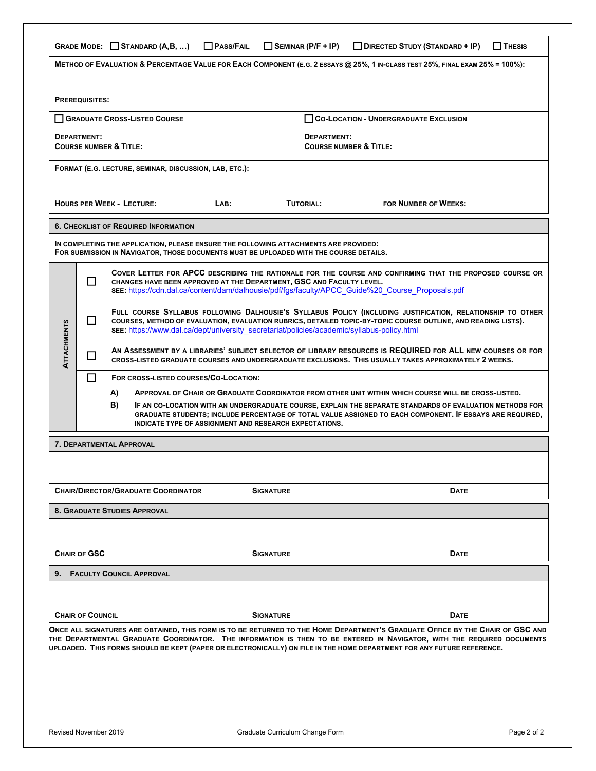**GRADE MODE:** ☐ STANDARD (A,B, …) ☐ PASS/FAIL ☐ SEMINAR (P/F + IP) ☐ DIRECTED STUDY (STANDARD + IP) ☐ THESIS

**METHOD OF EVALUATION & PERCENTAGE VALUE FOR EACH COMPONENT (E.G. 2 ESSAYS @ 25%, 1 IN-CLASS TEST 25%, FINAL EXAM 25% = 100%):**

**PREREQUISITES:**

| ☐ GRADUATE CROSS-LISTED COURSE | ☐ CO-LOCATION - UNDERGRADUATE EXCLUSION |
|---|---|
| DEPARTMENT: | DEPARTMENT: |
| COURSE NUMBER & TITLE: | COURSE NUMBER & TITLE: |

**FORMAT (E.G. LECTURE, SEMINAR, DISCUSSION, LAB, ETC.):**

**HOURS PER WEEK - LECTURE:** **LAB:** **TUTORIAL:** **FOR NUMBER OF WEEKS:**

## 6. CHECKLIST OF REQUIRED INFORMATION

IN COMPLETING THE APPLICATION, PLEASE ENSURE THE FOLLOWING ATTACHMENTS ARE PROVIDED:
FOR SUBMISSION IN NAVIGATOR, THOSE DOCUMENTS MUST BE UPLOADED WITH THE COURSE DETAILS.

**ATTACHMENTS**

- ☐ COVER LETTER FOR APCC DESCRIBING THE RATIONALE FOR THE COURSE AND CONFIRMING THAT THE PROPOSED COURSE OR CHANGES HAVE BEEN APPROVED AT THE DEPARTMENT, GSC AND FACULTY LEVEL.
  SEE: https://cdn.dal.ca/content/dam/dalhousie/pdf/fgs/faculty/APCC_Guide%20_Course_Proposals.pdf
- ☐ FULL COURSE SYLLABUS FOLLOWING DALHOUSIE'S SYLLABUS POLICY (INCLUDING JUSTIFICATION, RELATIONSHIP TO OTHER COURSES, METHOD OF EVALUATION, EVALUATION RUBRICS, DETAILED TOPIC-BY-TOPIC COURSE OUTLINE, AND READING LISTS).
  SEE: https://www.dal.ca/dept/university_secretariat/policies/academic/syllabus-policy.html
- ☐ AN ASSESSMENT BY A LIBRARIES' SUBJECT SELECTOR OF LIBRARY RESOURCES IS **REQUIRED** FOR **ALL** NEW COURSES OR FOR CROSS-LISTED GRADUATE COURSES AND UNDERGRADUATE EXCLUSIONS. THIS USUALLY TAKES APPROXIMATELY 2 WEEKS.
- ☐ FOR CROSS-LISTED COURSES/CO-LOCATION:
  - A) APPROVAL OF CHAIR OR GRADUATE COORDINATOR FROM OTHER UNIT WITHIN WHICH COURSE WILL BE CROSS-LISTED.
  - B) IF AN CO-LOCATION WITH AN UNDERGRADUATE COURSE, EXPLAIN THE SEPARATE STANDARDS OF EVALUATION METHODS FOR GRADUATE STUDENTS; INCLUDE PERCENTAGE OF TOTAL VALUE ASSIGNED TO EACH COMPONENT. IF ESSAYS ARE REQUIRED, INDICATE TYPE OF ASSIGNMENT AND RESEARCH EXPECTATIONS.

## 7. DEPARTMENTAL APPROVAL

| CHAIR/DIRECTOR/GRADUATE COORDINATOR | SIGNATURE | DATE |
|---|---|---|

## 8. GRADUATE STUDIES APPROVAL

| CHAIR OF GSC | SIGNATURE | DATE |
|---|---|---|

## 9. FACULTY COUNCIL APPROVAL

| CHAIR OF COUNCIL | SIGNATURE | DATE |
|---|---|---|

**ONCE ALL SIGNATURES ARE OBTAINED, THIS FORM IS TO BE RETURNED TO THE HOME DEPARTMENT'S GRADUATE OFFICE BY THE CHAIR OF GSC AND THE DEPARTMENTAL GRADUATE COORDINATOR. THE INFORMATION IS THEN TO BE ENTERED IN NAVIGATOR, WITH THE REQUIRED DOCUMENTS UPLOADED. THIS FORMS SHOULD BE KEPT (PAPER OR ELECTRONICALLY) ON FILE IN THE HOME DEPARTMENT FOR ANY FUTURE REFERENCE.**